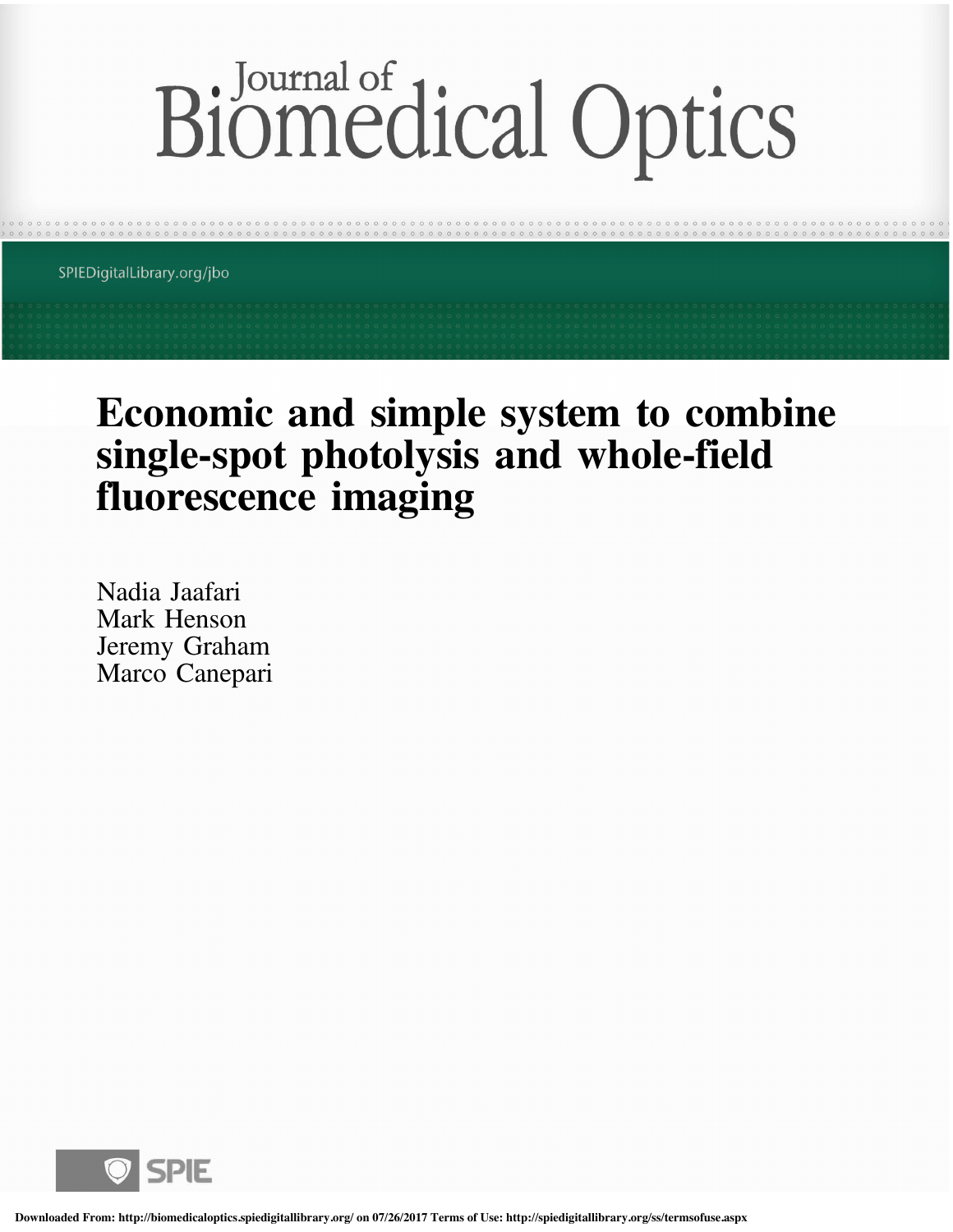# Journal of Biomedical Optics

SPIEDigitalLibrary.org/jbo

# Economic and simple system to combine single-spot photolysis and whole-field fluorescence imaging

Nadia Jaafari
Mark Henson
Jeremy Graham
Marco Canepari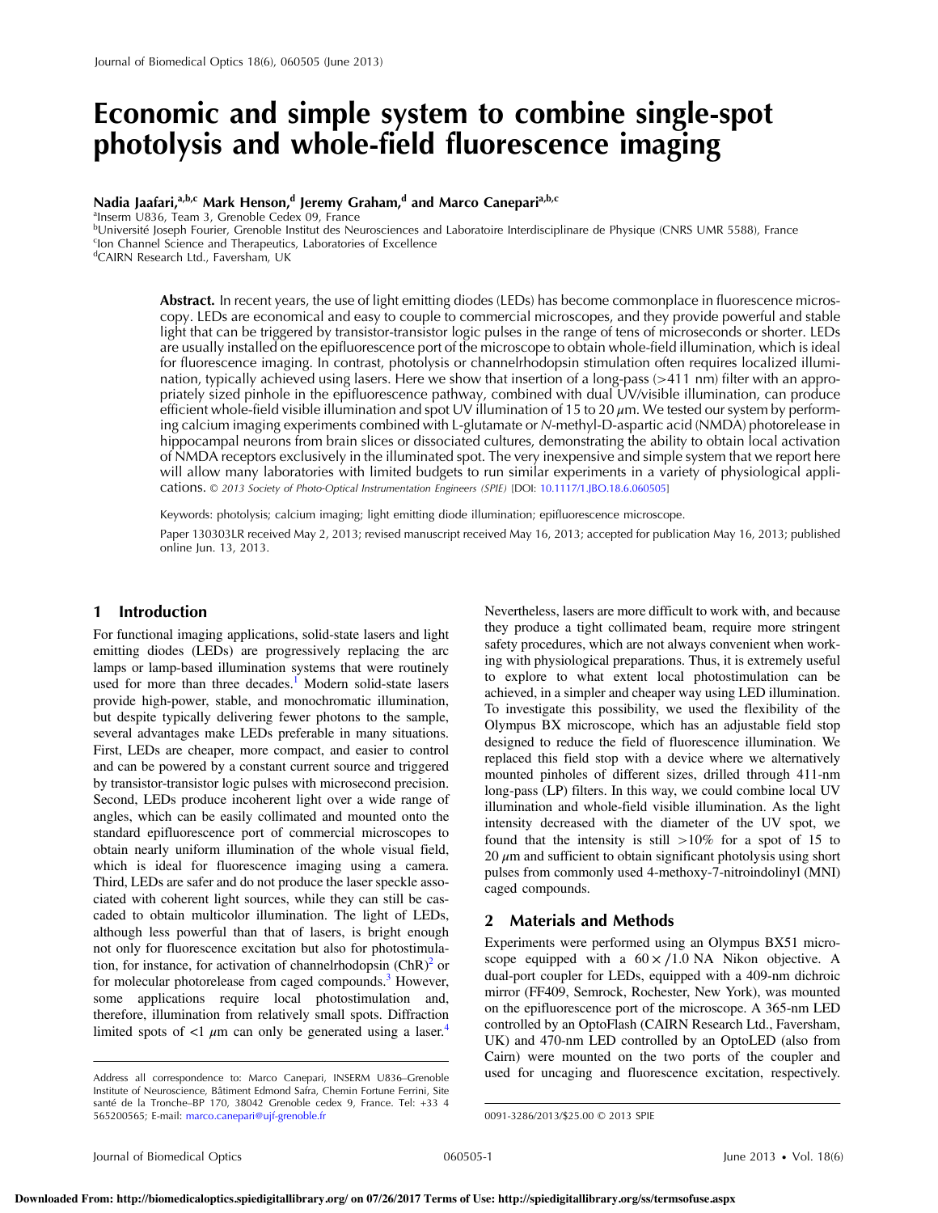# Economic and simple system to combine single-spot photolysis and whole-field fluorescence imaging

**Nadia Jaafari,[a,b,c] Mark Henson,[d] Jeremy Graham,[d] and Marco Canepari[a,b,c]**

[a]Inserm U836, Team 3, Grenoble Cedex 09, France
[b]Université Joseph Fourier, Grenoble Institut des Neurosciences and Laboratoire Interdisciplinaire de Physique (CNRS UMR 5588), France
[c]Ion Channel Science and Therapeutics, Laboratories of Excellence
[d]CAIRN Research Ltd., Faversham, UK

**Abstract.** In recent years, the use of light emitting diodes (LEDs) has become commonplace in fluorescence microscopy. LEDs are economical and easy to couple to commercial microscopes, and they provide powerful and stable light that can be triggered by transistor-transistor logic pulses in the range of tens of microseconds or shorter. LEDs are usually installed on the epifluorescence port of the microscope to obtain whole-field illumination, which is ideal for fluorescence imaging. In contrast, photolysis or channelrhodopsin stimulation often requires localized illumination, typically achieved using lasers. Here we show that insertion of a long-pass (>411 nm) filter with an appropriately sized pinhole in the epifluorescence pathway, combined with dual UV/visible illumination, can produce efficient whole-field visible illumination and spot UV illumination of 15 to 20 $\mu$m. We tested our system by performing calcium imaging experiments combined with L-glutamate or *N*-methyl-D-aspartic acid (NMDA) photorelease in hippocampal neurons from brain slices or dissociated cultures, demonstrating the ability to obtain local activation of NMDA receptors exclusively in the illuminated spot. The very inexpensive and simple system that we report here will allow many laboratories with limited budgets to run similar experiments in a variety of physiological applications. © 2013 Society of Photo-Optical Instrumentation Engineers (SPIE) [DOI: 10.1117/1.JBO.18.6.060505]

Keywords: photolysis; calcium imaging; light emitting diode illumination; epifluorescence microscope.

Paper 130303LR received May 2, 2013; revised manuscript received May 16, 2013; accepted for publication May 16, 2013; published online Jun. 13, 2013.

## 1 Introduction

For functional imaging applications, solid-state lasers and light emitting diodes (LEDs) are progressively replacing the arc lamps or lamp-based illumination systems that were routinely used for more than three decades.[1] Modern solid-state lasers provide high-power, stable, and monochromatic illumination, but despite typically delivering fewer photons to the sample, several advantages make LEDs preferable in many situations. First, LEDs are cheaper, more compact, and easier to control and can be powered by a constant current source and triggered by transistor-transistor logic pulses with microsecond precision. Second, LEDs produce incoherent light over a wide range of angles, which can be easily collimated and mounted onto the standard epifluorescence port of commercial microscopes to obtain nearly uniform illumination of the whole visual field, which is ideal for fluorescence imaging using a camera. Third, LEDs are safer and do not produce the laser speckle associated with coherent light sources, while they can still be cascaded to obtain multicolor illumination. The light of LEDs, although less powerful than that of lasers, is bright enough not only for fluorescence excitation but also for photostimulation, for instance, for activation of channelrhodopsin (ChR)[2] or for molecular photorelease from caged compounds.[3] However, some applications require local photostimulation and, therefore, illumination from relatively small spots. Diffraction limited spots of <1 $\mu$m can only be generated using a laser.[4] Nevertheless, lasers are more difficult to work with, and because they produce a tight collimated beam, require more stringent safety procedures, which are not always convenient when working with physiological preparations. Thus, it is extremely useful to explore to what extent local photostimulation can be achieved, in a simpler and cheaper way using LED illumination. To investigate this possibility, we used the flexibility of the Olympus BX microscope, which has an adjustable field stop designed to reduce the field of fluorescence illumination. We replaced this field stop with a device where we alternatively mounted pinholes of different sizes, drilled through 411-nm long-pass (LP) filters. In this way, we could combine local UV illumination and whole-field visible illumination. As the light intensity decreased with the diameter of the UV spot, we found that the intensity is still >10% for a spot of 15 to 20 $\mu$m and sufficient to obtain significant photolysis using short pulses from commonly used 4-methoxy-7-nitroindolinyl (MNI) caged compounds.

## 2 Materials and Methods

Experiments were performed using an Olympus BX51 microscope equipped with a $60\times/1.0$ NA Nikon objective. A dual-port coupler for LEDs, equipped with a 409-nm dichroic mirror (FF409, Semrock, Rochester, New York), was mounted on the epifluorescence port of the microscope. A 365-nm LED controlled by an OptoFlash (CAIRN Research Ltd., Faversham, UK) and 470-nm LED controlled by an OptoLED (also from Cairn) were mounted on the two ports of the coupler and used for uncaging and fluorescence excitation, respectively.

Address all correspondence to: Marco Canepari, INSERM U836–Grenoble Institute of Neuroscience, Bâtiment Edmond Safra, Chemin Fortune Ferrini, Site santé de la Tronche–BP 170, 38042 Grenoble cedex 9, France. Tel: +33 4 565200565; E-mail: marco.canepari@ujf-grenoble.fr

0091-3286/2013/$25.00 © 2013 SPIE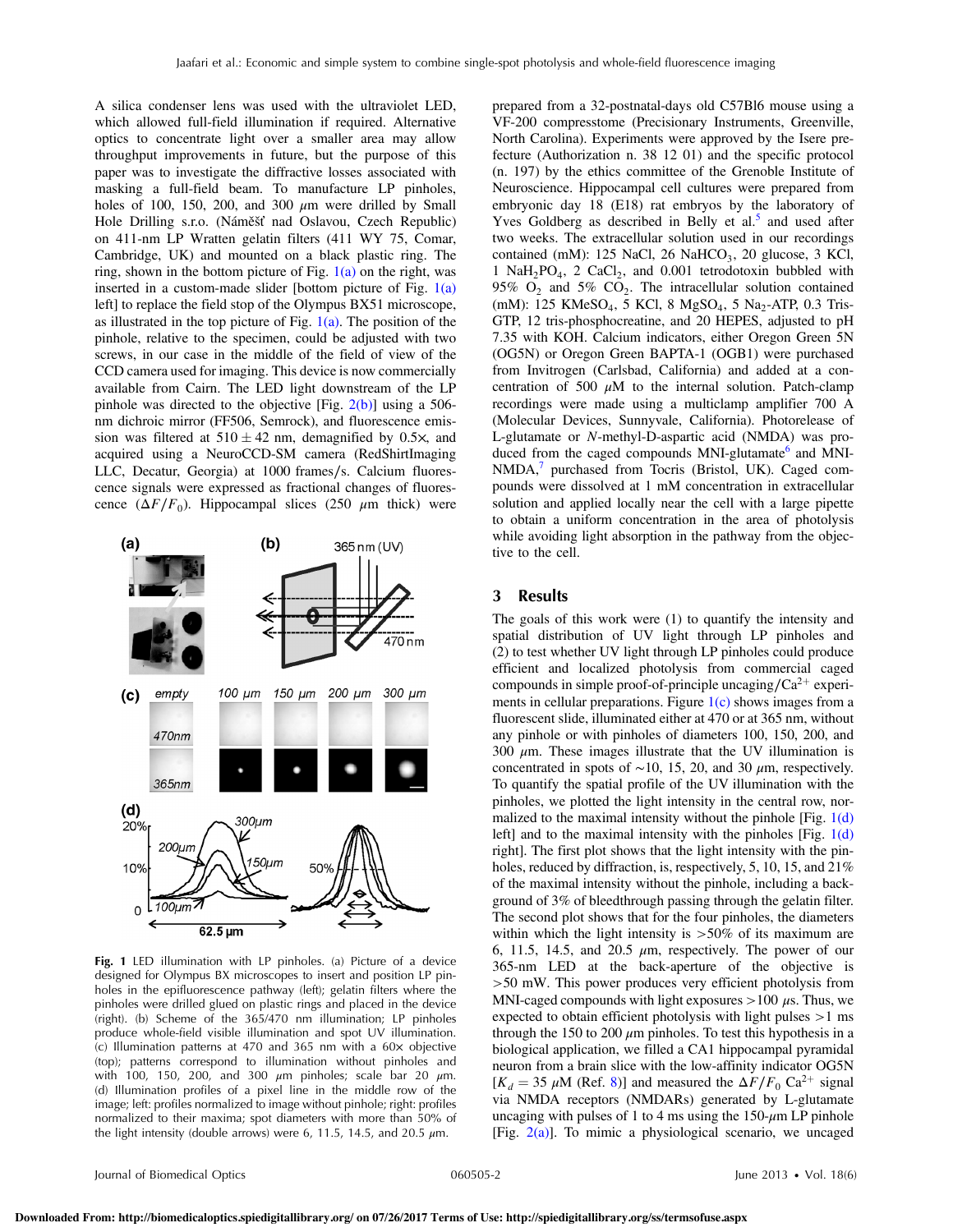A silica condenser lens was used with the ultraviolet LED, which allowed full-field illumination if required. Alternative optics to concentrate light over a smaller area may allow throughput improvements in future, but the purpose of this paper was to investigate the diffractive losses associated with masking a full-field beam. To manufacture LP pinholes, holes of 100, 150, 200, and 300 $\mu$m were drilled by Small Hole Drilling s.r.o. (Náměšť nad Oslavou, Czech Republic) on 411-nm LP Wratten gelatin filters (411 WY 75, Comar, Cambridge, UK) and mounted on a black plastic ring. The ring, shown in the bottom picture of Fig. 1(a) on the right, was inserted in a custom-made slider [bottom picture of Fig. 1(a) left] to replace the field stop of the Olympus BX51 microscope, as illustrated in the top picture of Fig. 1(a). The position of the pinhole, relative to the specimen, could be adjusted with two screws, in our case in the middle of the field of view of the CCD camera used for imaging. This device is now commercially available from Cairn. The LED light downstream of the LP pinhole was directed to the objective [Fig. 2(b)] using a 506-nm dichroic mirror (FF506, Semrock), and fluorescence emission was filtered at $510 \pm 42$ nm, demagnified by 0.5×, and acquired using a NeuroCCD-SM camera (RedShirtImaging LLC, Decatur, Georgia) at 1000 frames/s. Calcium fluorescence signals were expressed as fractional changes of fluorescence ($\Delta F/F_0$). Hippocampal slices (250 $\mu$m thick) were prepared from a 32-postnatal-days old C57Bl6 mouse using a VF-200 compresstome (Precisionary Instruments, Greenville, North Carolina). Experiments were approved by the Isere prefecture (Authorization n. 38 12 01) and the specific protocol (n. 197) by the ethics committee of the Grenoble Institute of Neuroscience. Hippocampal cell cultures were prepared from embryonic day 18 (E18) rat embryos by the laboratory of Yves Goldberg as described in Belly et al.[5] and used after two weeks. The extracellular solution used in our recordings contained (mM): 125 NaCl, 26 $NaHCO_3$, 20 glucose, 3 KCl, 1 $NaH_2PO_4$, 2 $CaCl_2$, and 0.001 tetrodotoxin bubbled with 95% $O_2$ and 5% $CO_2$. The intracellular solution contained (mM): 125 $KMeSO_4$, 5 KCl, 8 $MgSO_4$, 5 $Na_2$-ATP, 0.3 Tris-GTP, 12 tris-phosphocreatine, and 20 HEPES, adjusted to pH 7.35 with KOH. Calcium indicators, either Oregon Green 5N (OG5N) or Oregon Green BAPTA-1 (OGB1) were purchased from Invitrogen (Carlsbad, California) and added at a concentration of 500 $\mu$M to the internal solution. Patch-clamp recordings were made using a multiclamp amplifier 700 A (Molecular Devices, Sunnyvale, California). Photorelease of L-glutamate or *N*-methyl-D-aspartic acid (NMDA) was produced from the caged compounds MNI-glutamate[6] and MNI-NMDA,[7] purchased from Tocris (Bristol, UK). Caged compounds were dissolved at 1 mM concentration in extracellular solution and applied locally near the cell with a large pipette to obtain a uniform concentration in the area of photolysis while avoiding light absorption in the pathway from the objective to the cell.

**Fig. 1** LED illumination with LP pinholes. (a) Picture of a device designed for Olympus BX microscopes to insert and position LP pinholes in the epifluorescence pathway (left); gelatin filters where the pinholes were drilled glued on plastic rings and placed in the device (right). (b) Scheme of the 365/470 nm illumination; LP pinholes produce whole-field visible illumination and spot UV illumination. (c) Illumination patterns at 470 and 365 nm with a 60× objective (top); patterns correspond to illumination without pinholes and with 100, 150, 200, and 300 $\mu$m pinholes; scale bar 20 $\mu$m. (d) Illumination profiles of a pixel line in the middle row of the image; left: profiles normalized to image without pinhole; right: profiles normalized to their maxima; spot diameters with more than 50% of the light intensity (double arrows) were 6, 11.5, 14.5, and 20.5 $\mu$m.

## 3 Results

The goals of this work were (1) to quantify the intensity and spatial distribution of UV light through LP pinholes and (2) to test whether UV light through LP pinholes could produce efficient and localized photolysis from commercial caged compounds in simple proof-of-principle uncaging/$Ca^{2+}$ experiments in cellular preparations. Figure 1(c) shows images from a fluorescent slide, illuminated either at 470 or at 365 nm, without any pinhole or with pinholes of diameters 100, 150, 200, and 300 $\mu$m. These images illustrate that the UV illumination is concentrated in spots of ~10, 15, 20, and 30 $\mu$m, respectively. To quantify the spatial profile of the UV illumination with the pinholes, we plotted the light intensity in the central row, normalized to the maximal intensity without the pinhole [Fig. 1(d) left] and to the maximal intensity with the pinholes [Fig. 1(d) right]. The first plot shows that the light intensity with the pinholes, reduced by diffraction, is, respectively, 5, 10, 15, and 21% of the maximal intensity without the pinhole, including a background of 3% of bleedthrough passing through the gelatin filter. The second plot shows that for the four pinholes, the diameters within which the light intensity is >50% of its maximum are 6, 11.5, 14.5, and 20.5 $\mu$m, respectively. The power of our 365-nm LED at the back-aperture of the objective is >50 mW. This power produces very efficient photolysis from MNI-caged compounds with light exposures >100 $\mu$s. Thus, we expected to obtain efficient photolysis with light pulses >1 ms through the 150 to 200 $\mu$m pinholes. To test this hypothesis in a biological application, we filled a CA1 hippocampal pyramidal neuron from a brain slice with the low-affinity indicator OG5N [$K_d = 35$ $\mu$M (Ref. 8)] and measured the $\Delta F/F_0$ $Ca^{2+}$ signal via NMDA receptors (NMDARs) generated by L-glutamate uncaging with pulses of 1 to 4 ms using the 150-$\mu$m LP pinhole [Fig. 2(a)]. To mimic a physiological scenario, we uncaged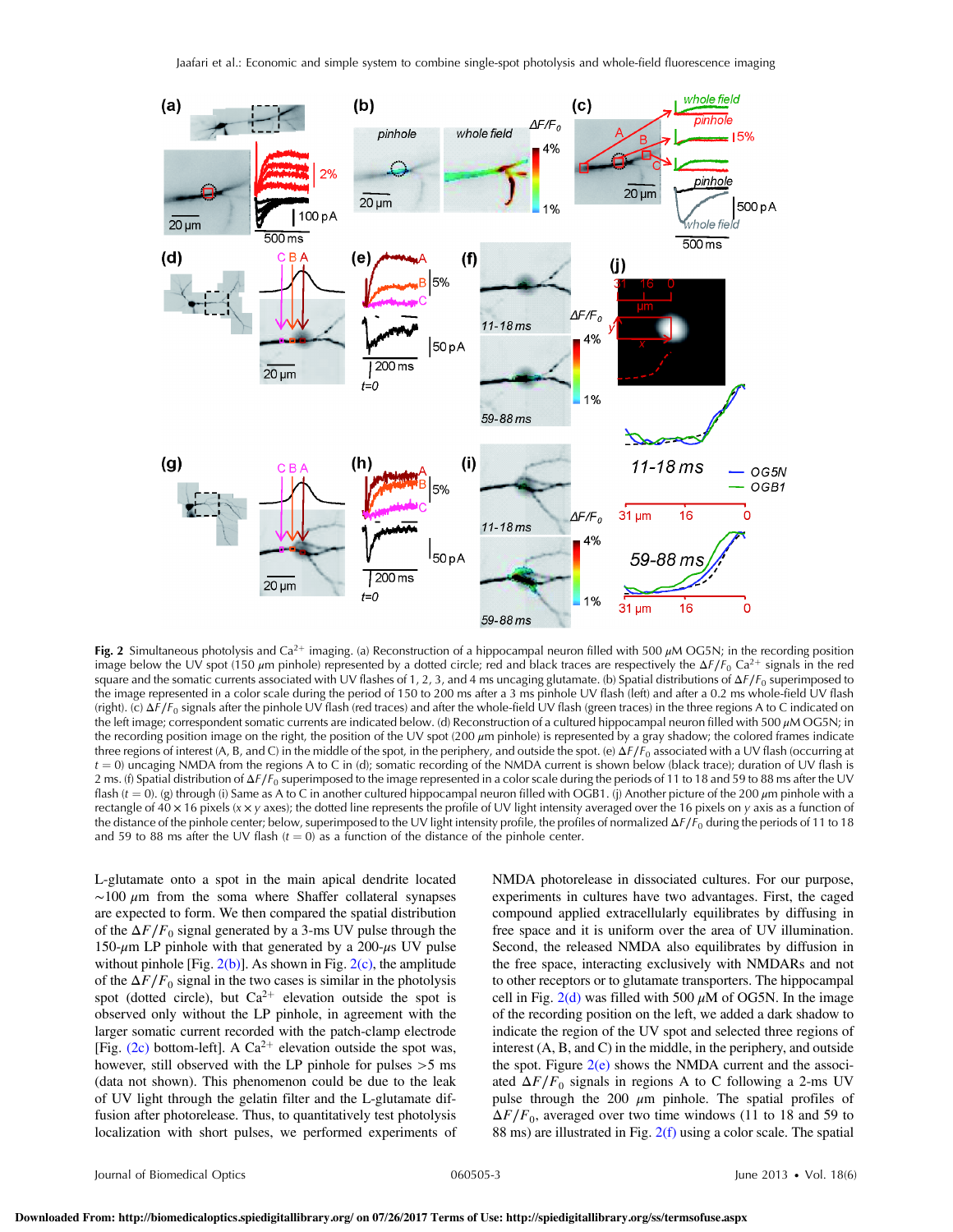**Fig. 2** Simultaneous photolysis and $Ca^{2+}$ imaging. (a) Reconstruction of a hippocampal neuron filled with 500 $\mu$M OG5N; in the recording position image below the UV spot (150 $\mu$m pinhole) represented by a dotted circle; red and black traces are respectively the $\Delta F/F_0$ $Ca^{2+}$ signals in the red square and the somatic currents associated with UV flashes of 1, 2, 3, and 4 ms uncaging glutamate. (b) Spatial distributions of $\Delta F/F_0$ superimposed to the image represented in a color scale during the period of 150 to 200 ms after a 3 ms pinhole UV flash (left) and after a 0.2 ms whole-field UV flash (right). (c) $\Delta F/F_0$ signals after the pinhole UV flash (red traces) and after the whole-field UV flash (green traces) in the three regions A to C indicated on the left image; correspondent somatic currents are indicated below. (d) Reconstruction of a cultured hippocampal neuron filled with 500 $\mu$M OG5N; in the recording position image on the right, the position of the UV spot (200 $\mu$m pinhole) is represented by a gray shadow; the colored frames indicate three regions of interest (A, B, and C) in the middle of the spot, in the periphery, and outside the spot. (e) $\Delta F/F_0$ associated with a UV flash (occurring at $t = 0$) uncaging NMDA from the regions A to C in (d); somatic recording of the NMDA current is shown below (black trace); duration of UV flash is 2 ms. (f) Spatial distribution of $\Delta F/F_0$ superimposed to the image represented in a color scale during the periods of 11 to 18 and 59 to 88 ms after the UV flash ($t = 0$). (g) through (i) Same as A to C in another cultured hippocampal neuron filled with OGB1. (j) Another picture of the 200 $\mu$m pinhole with a rectangle of $40 \times 16$ pixels ($x \times y$ axes); the dotted line represents the profile of UV light intensity averaged over the 16 pixels on $y$ axis as a function of the distance of the pinhole center; below, superimposed to the UV light intensity profile, the profiles of normalized $\Delta F/F_0$ during the periods of 11 to 18 and 59 to 88 ms after the UV flash ($t = 0$) as a function of the distance of the pinhole center.

L-glutamate onto a spot in the main apical dendrite located ~100 $\mu$m from the soma where Shaffer collateral synapses are expected to form. We then compared the spatial distribution of the $\Delta F/F_0$ signal generated by a 3-ms UV pulse through the 150-$\mu$m LP pinhole with that generated by a 200-$\mu$s UV pulse without pinhole [Fig. 2(b)]. As shown in Fig. 2(c), the amplitude of the $\Delta F/F_0$ signal in the two cases is similar in the photolysis spot (dotted circle), but $Ca^{2+}$ elevation outside the spot is observed only without the LP pinhole, in agreement with the larger somatic current recorded with the patch-clamp electrode [Fig. (2c) bottom-left]. A $Ca^{2+}$ elevation outside the spot was, however, still observed with the LP pinhole for pulses >5 ms (data not shown). This phenomenon could be due to the leak of UV light through the gelatin filter and the L-glutamate diffusion after photorelease. Thus, to quantitatively test photolysis localization with short pulses, we performed experiments of NMDA photorelease in dissociated cultures. For our purpose, experiments in cultures have two advantages. First, the caged compound applied extracellularly equilibrates by diffusing in free space and it is uniform over the area of UV illumination. Second, the released NMDA also equilibrates by diffusion in the free space, interacting exclusively with NMDARs and not to other receptors or to glutamate transporters. The hippocampal cell in Fig. 2(d) was filled with 500 $\mu$M of OG5N. In the image of the recording position on the left, we added a dark shadow to indicate the region of the UV spot and selected three regions of interest (A, B, and C) in the middle, in the periphery, and outside the spot. Figure 2(e) shows the NMDA current and the associated $\Delta F/F_0$ signals in regions A to C following a 2-ms UV pulse through the 200 $\mu$m pinhole. The spatial profiles of $\Delta F/F_0$, averaged over two time windows (11 to 18 and 59 to 88 ms) are illustrated in Fig. 2(f) using a color scale. The spatial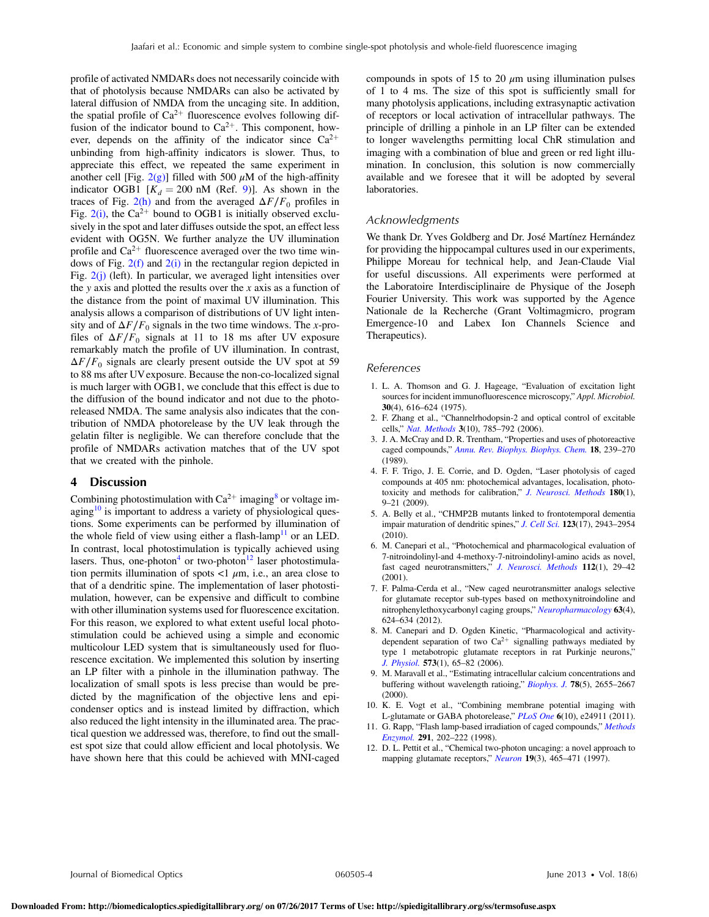profile of activated NMDARs does not necessarily coincide with that of photolysis because NMDARs can also be activated by lateral diffusion of NMDA from the uncaging site. In addition, the spatial profile of $Ca^{2+}$ fluorescence evolves following diffusion of the indicator bound to $Ca^{2+}$. This component, however, depends on the affinity of the indicator since $Ca^{2+}$ unbinding from high-affinity indicators is slower. Thus, to appreciate this effect, we repeated the same experiment in another cell [Fig. 2(g)] filled with 500 $\mu$M of the high-affinity indicator OGB1 [$K_d = 200$ nM (Ref. 9)]. As shown in the traces of Fig. 2(h) and from the averaged $\Delta F/F_0$ profiles in Fig. 2(i), the $Ca^{2+}$ bound to OGB1 is initially observed exclusively in the spot and later diffuses outside the spot, an effect less evident with OG5N. We further analyze the UV illumination profile and $Ca^{2+}$ fluorescence averaged over the two time windows of Fig. 2(f) and 2(i) in the rectangular region depicted in Fig. 2(j) (left). In particular, we averaged light intensities over the $y$ axis and plotted the results over the $x$ axis as a function of the distance from the point of maximal UV illumination. This analysis allows a comparison of distributions of UV light intensity and of $\Delta F/F_0$ signals in the two time windows. The $x$-profiles of $\Delta F/F_0$ signals at 11 to 18 ms after UV exposure remarkably match the profile of UV illumination. In contrast, $\Delta F/F_0$ signals are clearly present outside the UV spot at 59 to 88 ms after UV exposure. Because the non-co-localized signal is much larger with OGB1, we conclude that this effect is due to the diffusion of the bound indicator and not due to the photoreleased NMDA. The same analysis also indicates that the contribution of NMDA photorelease by the UV leak through the gelatin filter is negligible. We can therefore conclude that the profile of NMDARs activation matches that of the UV spot that we created with the pinhole.

## 4 Discussion

Combining photostimulation with $Ca^{2+}$ imaging[8] or voltage imaging[10] is important to address a variety of physiological questions. Some experiments can be performed by illumination of the whole field of view using either a flash-lamp[11] or an LED. In contrast, local photostimulation is typically achieved using lasers. Thus, one-photon[4] or two-photon[12] laser photostimulation permits illumination of spots <1 $\mu$m, i.e., an area close to that of a dendritic spine. The implementation of laser photostimulation, however, can be expensive and difficult to combine with other illumination systems used for fluorescence excitation. For this reason, we explored to what extent useful local photostimulation could be achieved using a simple and economic multicolour LED system that is simultaneously used for fluorescence excitation. We implemented this solution by inserting an LP filter with a pinhole in the illumination pathway. The localization of small spots is less precise than would be predicted by the magnification of the objective lens and epicondenser optics and is instead limited by diffraction, which also reduced the light intensity in the illuminated area. The practical question we addressed was, therefore, to find out the smallest spot size that could allow efficient and local photolysis. We have shown here that this could be achieved with MNI-caged compounds in spots of 15 to 20 $\mu$m using illumination pulses of 1 to 4 ms. The size of this spot is sufficiently small for many photolysis applications, including extrasynaptic activation of receptors or local activation of intracellular pathways. The principle of drilling a pinhole in an LP filter can be extended to longer wavelengths permitting local ChR stimulation and imaging with a combination of blue and green or red light illumination. In conclusion, this solution is now commercially available and we foresee that it will be adopted by several laboratories.

### Acknowledgments

We thank Dr. Yves Goldberg and Dr. José Martínez Hernández for providing the hippocampal cultures used in our experiments, Philippe Moreau for technical help, and Jean-Claude Vial for useful discussions. All experiments were performed at the Laboratoire Interdisciplinaire de Physique of the Joseph Fourier University. This work was supported by the Agence Nationale de la Recherche (Grant Voltimagmicro, program Emergence-10 and Labex Ion Channels Science and Therapeutics).

### References

1. L. A. Thomson and G. J. Hageage, "Evaluation of excitation light sources for incident immunofluorescence microscopy," *Appl. Microbiol.* **30**(4), 616–624 (1975).
2. F. Zhang et al., "Channelrhodopsin-2 and optical control of excitable cells," *Nat. Methods* **3**(10), 785–792 (2006).
3. J. A. McCray and D. R. Trentham, "Properties and uses of photoreactive caged compounds," *Annu. Rev. Biophys. Biophys. Chem.* **18**, 239–270 (1989).
4. F. F. Trigo, J. E. Corrie, and D. Ogden, "Laser photolysis of caged compounds at 405 nm: photochemical advantages, localisation, phototoxicity and methods for calibration," *J. Neurosci. Methods* **180**(1), 9–21 (2009).
5. A. Belly et al., "CHMP2B mutants linked to frontotemporal dementia impair maturation of dendritic spines," *J. Cell Sci.* **123**(17), 2943–2954 (2010).
6. M. Canepari et al., "Photochemical and pharmacological evaluation of 7-nitroindolinyl-and 4-methoxy-7-nitroindolinyl-amino acids as novel, fast caged neurotransmitters," *J. Neurosci. Methods* **112**(1), 29–42 (2001).
7. F. Palma-Cerda et al., "New caged neurotransmitter analogs selective for glutamate receptor sub-types based on methoxynitroindoline and nitrophenylethoxycarbonyl caging groups," *Neuropharmacology* **63**(4), 624–634 (2012).
8. M. Canepari and D. Ogden Kinetic, "Pharmacological and activity-dependent separation of two $Ca^{2+}$ signalling pathways mediated by type 1 metabotropic glutamate receptors in rat Purkinje neurons," *J. Physiol.* **573**(1), 65–82 (2006).
9. M. Maravall et al., "Estimating intracellular calcium concentrations and buffering without wavelength ratioing," *Biophys. J.* **78**(5), 2655–2667 (2000).
10. K. E. Vogt et al., "Combining membrane potential imaging with L-glutamate or GABA photorelease," *PLoS One* **6**(10), e24911 (2011).
11. G. Rapp, "Flash lamp-based irradiation of caged compounds," *Methods Enzymol.* **291**, 202–222 (1998).
12. D. L. Pettit et al., "Chemical two-photon uncaging: a novel approach to mapping glutamate receptors," *Neuron* **19**(3), 465–471 (1997).